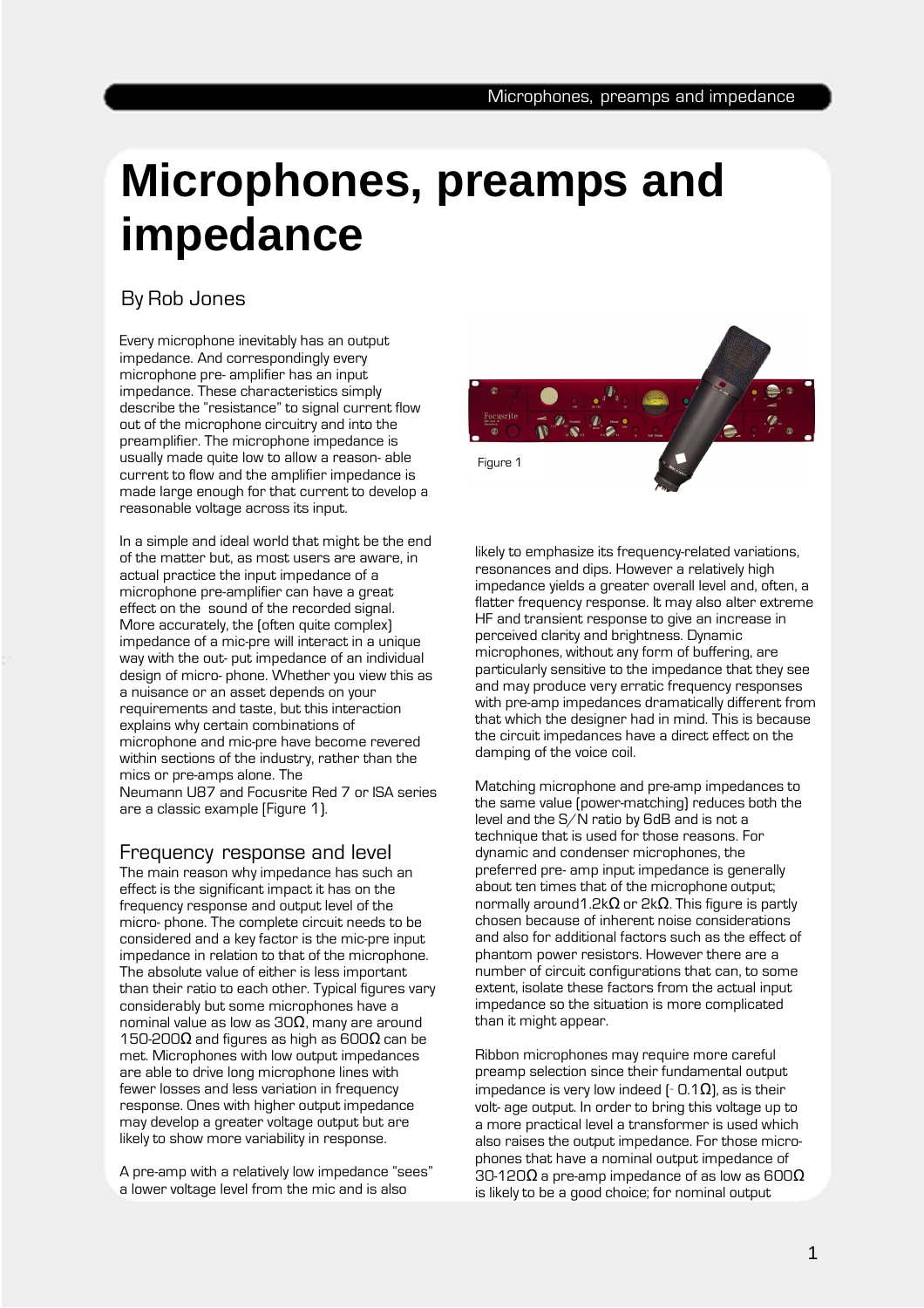# Microphones, preamps and impedance

By Rob Jones

Every microphone inevitably has an output impedance. And correspondingly every microphone pre- amplifier has an input impedance. These characteristics simply describe the "resistance" to signal current flow out of the microphone circuitry and into the preamplifier. The microphone impedance is usually made quite low to allow a reason- able current to flow and the amplifier impedance is made large enough for that current to develop a reasonable voltage across its input.

In a simple and ideal world that might be the end of the matter but, as most users are aware, in actual practice the input impedance of a microphone pre-amplifier can have a great effect on the sound of the recorded signal. More accurately, the (often quite complex) impedance of a mic-pre will interact in a unique way with the out- put impedance of an individual design of micro- phone. Whether you view this as a nuisance or an asset depends on your requirements and taste, but this interaction explains why certain combinations of microphone and mic-pre have become revered within sections of the industry, rather than the mics or pre-amps alone. The Neumann U87 and Focusrite Red 7 or ISA series are a classic example (Figure 1).

Figure 1

## Frequency response and level

The main reason why impedance has such an effect is the significant impact it has on the frequency response and output level of the micro- phone. The complete circuit needs to be considered and a key factor is the mic-pre input impedance in relation to that of the microphone. The absolute value of either is less important than their ratio to each other. Typical figures vary considerably but some microphones have a nominal value as low as 30Ω, many are around 150-200Ω and figures as high as 600Ω can be met. Microphones with low output impedances are able to drive long microphone lines with fewer losses and less variation in frequency response. Ones with higher output impedance may develop a greater voltage output but are likely to show more variability in response.

A pre-amp with a relatively low impedance "sees" a lower voltage level from the mic and is also likely to emphasize its frequency-related variations, resonances and dips. However a relatively high impedance yields a greater overall level and, often, a flatter frequency response. It may also alter extreme HF and transient response to give an increase in perceived clarity and brightness. Dynamic microphones, without any form of buffering, are particularly sensitive to the impedance that they see and may produce very erratic frequency responses with pre-amp impedances dramatically different from that which the designer had in mind. This is because the circuit impedances have a direct effect on the damping of the voice coil.

Matching microphone and pre-amp impedances to the same value (power-matching) reduces both the level and the S/N ratio by 6dB and is not a technique that is used for those reasons. For dynamic and condenser microphones, the preferred pre- amp input impedance is generally about ten times that of the microphone output; normally around1.2kΩ or 2kΩ. This figure is partly chosen because of inherent noise considerations and also for additional factors such as the effect of phantom power resistors. However there are a number of circuit configurations that can, to some extent, isolate these factors from the actual input impedance so the situation is more complicated than it might appear.

Ribbon microphones may require more careful preamp selection since their fundamental output impedance is very low indeed (~ 0.1Ω), as is their volt- age output. In order to bring this voltage up to a more practical level a transformer is used which also raises the output impedance. For those micro- phones that have a nominal output impedance of 30-120Ω a pre-amp impedance of as low as 600Ω is likely to be a good choice; for nominal output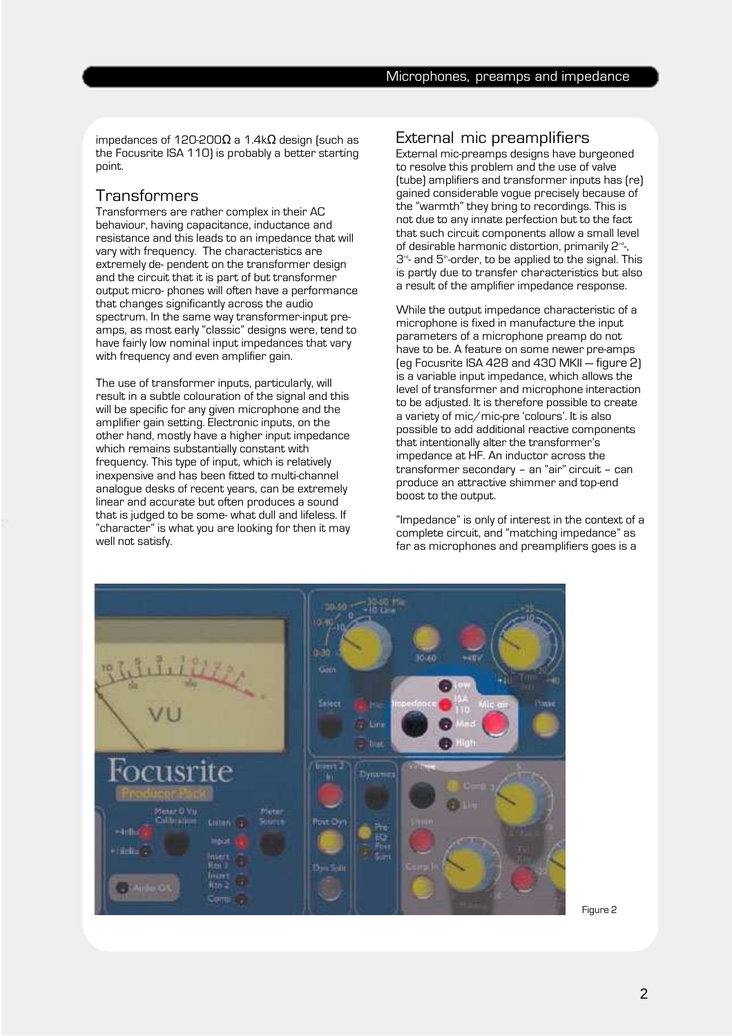impedances of 120-200Ω a 1.4kΩ design (such as the Focusrite ISA 110) is probably a better starting point.

## Transformers

Transformers are rather complex in their AC behaviour, having capacitance, inductance and resistance and this leads to an impedance that will vary with frequency. The characteristics are extremely de- pendent on the transformer design and the circuit that it is part of but transformer output micro- phones will often have a performance that changes significantly across the audio spectrum. In the same way transformer-input pre-amps, as most early "classic" designs were, tend to have fairly low nominal input impedances that vary with frequency and even amplifier gain.

The use of transformer inputs, particularly, will result in a subtle colouration of the signal and this will be specific for any given microphone and the amplifier gain setting. Electronic inputs, on the other hand, mostly have a higher input impedance which remains substantially constant with frequency. This type of input, which is relatively inexpensive and has been fitted to multi-channel analogue desks of recent years, can be extremely linear and accurate but often produces a sound that is judged to be some- what dull and lifeless. If "character" is what you are looking for then it may well not satisfy.

## External mic preamplifiers

External mic-preamps designs have burgeoned to resolve this problem and the use of valve (tube) amplifiers and transformer inputs has (re) gained considerable vogue precisely because of the "warmth" they bring to recordings. This is not due to any innate perfection but to the fact that such circuit components allow a small level of desirable harmonic distortion, primarily 2nd-, 3rd- and 5th-order, to be applied to the signal. This is partly due to transfer characteristics but also a result of the amplifier impedance response.

While the output impedance characteristic of a microphone is fixed in manufacture the input parameters of a microphone preamp do not have to be. A feature on some newer pre-amps (eg Focusrite ISA 428 and 430 MKII — figure 2) is a variable input impedance, which allows the level of transformer and microphone interaction to be adjusted. It is therefore possible to create a variety of mic/mic-pre 'colours'. It is also possible to add additional reactive components that intentionally alter the transformer's impedance at HF. An inductor across the transformer secondary – an "air" circuit – can produce an attractive shimmer and top-end boost to the output.

"Impedance" is only of interest in the context of a complete circuit, and "matching impedance" as far as microphones and preamplifiers goes is a

Figure 2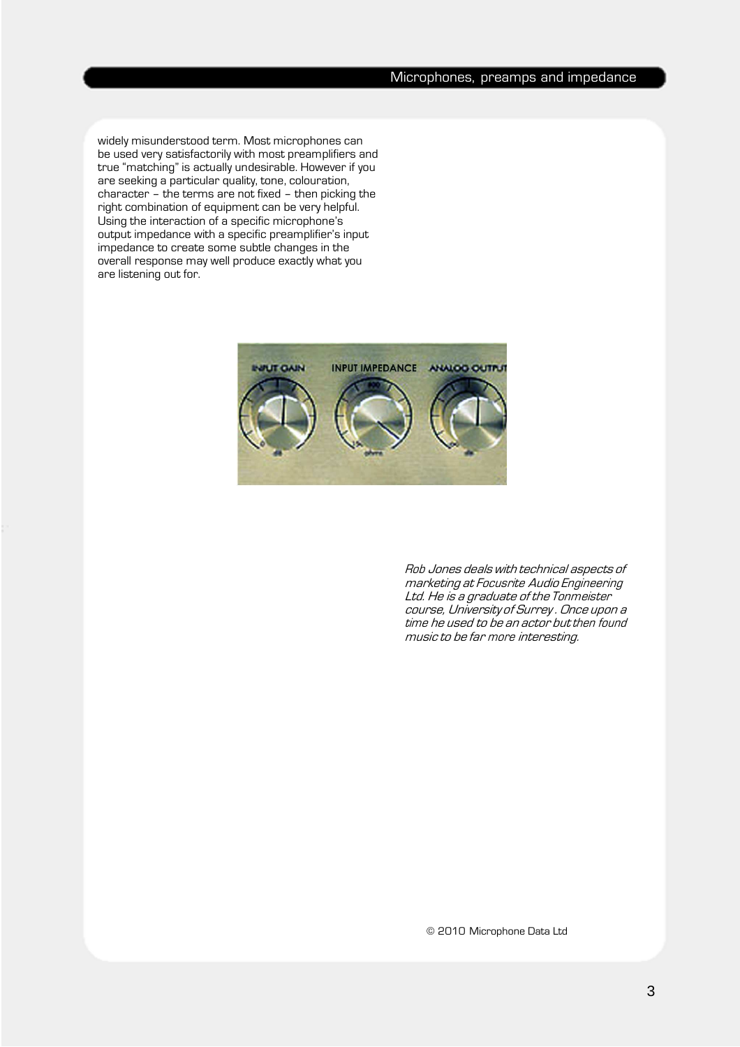widely misunderstood term. Most microphones can be used very satisfactorily with most preamplifiers and true "matching" is actually undesirable. However if you are seeking a particular quality, tone, colouration, character – the terms are not fixed – then picking the right combination of equipment can be very helpful. Using the interaction of a specific microphone's output impedance with a specific preamplifier's input impedance to create some subtle changes in the overall response may well produce exactly what you are listening out for.

*Rob Jones deals with technical aspects of marketing at Focusrite Audio Engineering Ltd. He is a graduate of the Tonmeister course, University of Surrey. Once upon a time he used to be an actor but then found music to be far more interesting.*

© 2010 Microphone Data Ltd